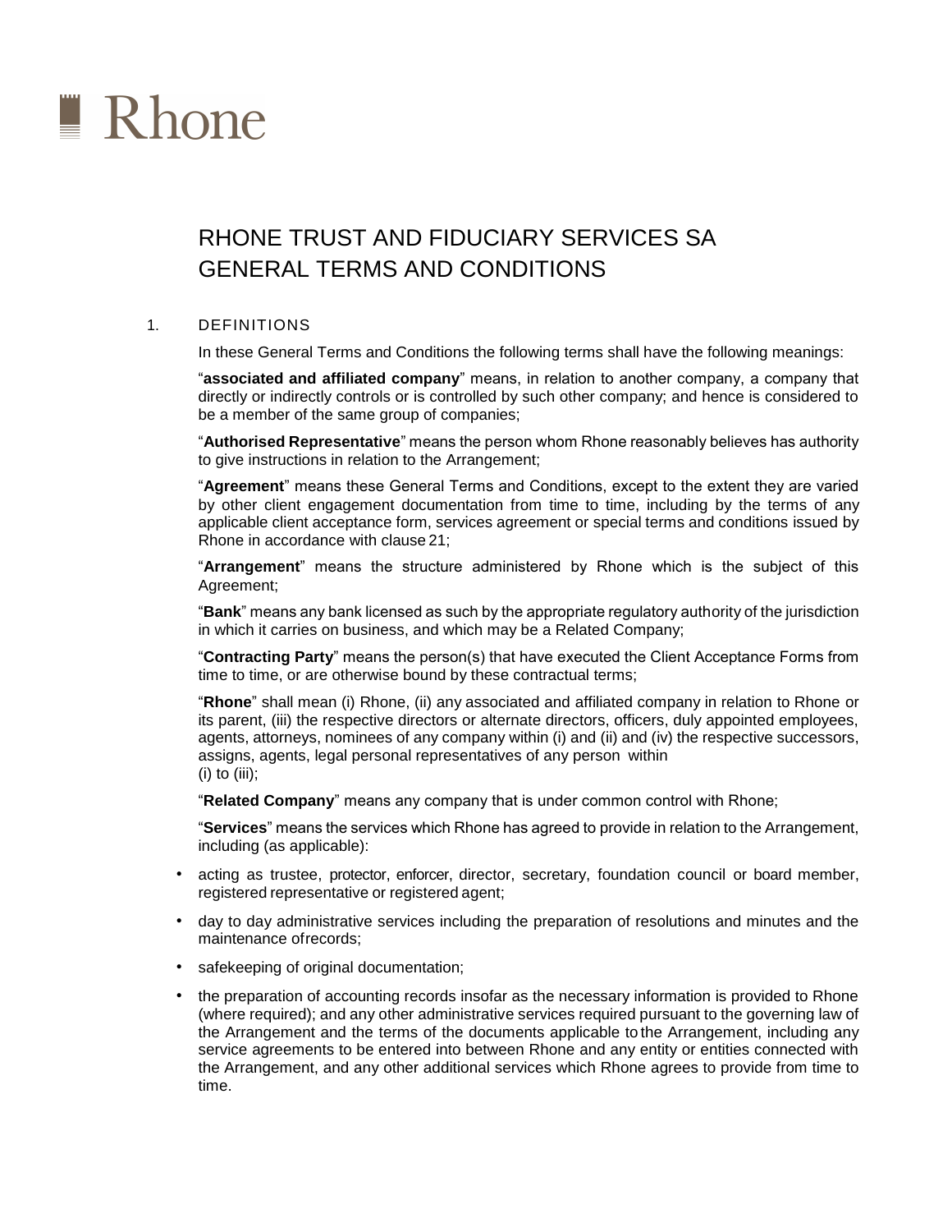# Rhone

## RHONE TRUST AND FIDUCIARY SERVICES SA GENERAL TERMS AND CONDITIONS

### 1. DEFINITIONS

In these General Terms and Conditions the following terms shall have the following meanings:

"**associated and affiliated company**" means, in relation to another company, a company that directly or indirectly controls or is controlled by such other company; and hence is considered to be a member of the same group of companies;

"**Authorised Representative**" means the person whom Rhone reasonably believes has authority to give instructions in relation to the Arrangement;

"**Agreement**" means these General Terms and Conditions, except to the extent they are varied by other client engagement documentation from time to time, including by the terms of any applicable client acceptance form, services agreement or special terms and conditions issued by Rhone in accordance with clause 21;

"**Arrangement**" means the structure administered by Rhone which is the subject of this Agreement;

"**Bank**" means any bank licensed as such by the appropriate regulatory authority of the jurisdiction in which it carries on business, and which may be a Related Company;

"**Contracting Party**" means the person(s) that have executed the Client Acceptance Forms from time to time, or are otherwise bound by these contractual terms;

"**Rhone**" shall mean (i) Rhone, (ii) any associated and affiliated company in relation to Rhone or its parent, (iii) the respective directors or alternate directors, officers, duly appointed employees, agents, attorneys, nominees of any company within (i) and (ii) and (iv) the respective successors, assigns, agents, legal personal representatives of any person within (i) to (iii);

"**Related Company**" means any company that is under common control with Rhone;

"**Services**" means the services which Rhone has agreed to provide in relation to the Arrangement, including (as applicable):

- acting as trustee, protector, enforcer, director, secretary, foundation council or board member, registered representative or registered agent;
- day to day administrative services including the preparation of resolutions and minutes and the maintenance of records;
- safekeeping of original documentation;
- the preparation of accounting records insofar as the necessary information is provided to Rhone (where required); and any other administrative services required pursuant to the governing law of the Arrangement and the terms of the documents applicable to the Arrangement, including any service agreements to be entered into between Rhone and any entity or entities connected with the Arrangement, and any other additional services which Rhone agrees to provide from time to time.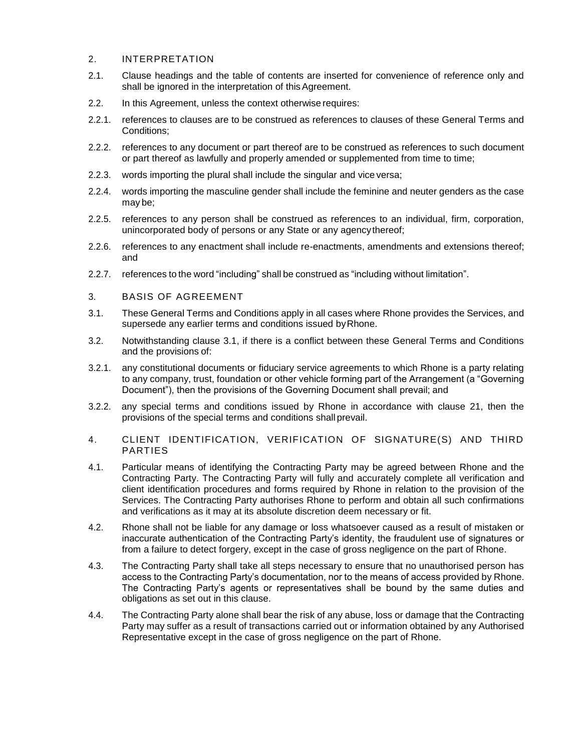## 2. INTERPRETATION

2.1. Clause headings and the table of contents are inserted for convenience of reference only and shall be ignored in the interpretation of this Agreement.

2.2. In this Agreement, unless the context otherwise requires:

2.2.1. references to clauses are to be construed as references to clauses of these General Terms and Conditions;

2.2.2. references to any document or part thereof are to be construed as references to such document or part thereof as lawfully and properly amended or supplemented from time to time;

2.2.3. words importing the plural shall include the singular and vice versa;

2.2.4. words importing the masculine gender shall include the feminine and neuter genders as the case may be;

2.2.5. references to any person shall be construed as references to an individual, firm, corporation, unincorporated body of persons or any State or any agency thereof;

2.2.6. references to any enactment shall include re-enactments, amendments and extensions thereof; and

2.2.7. references to the word "including" shall be construed as "including without limitation".

## 3. BASIS OF AGREEMENT

3.1. These General Terms and Conditions apply in all cases where Rhone provides the Services, and supersede any earlier terms and conditions issued by Rhone.

3.2. Notwithstanding clause 3.1, if there is a conflict between these General Terms and Conditions and the provisions of:

3.2.1. any constitutional documents or fiduciary service agreements to which Rhone is a party relating to any company, trust, foundation or other vehicle forming part of the Arrangement (a "Governing Document"), then the provisions of the Governing Document shall prevail; and

3.2.2. any special terms and conditions issued by Rhone in accordance with clause 21, then the provisions of the special terms and conditions shall prevail.

## 4. CLIENT IDENTIFICATION, VERIFICATION OF SIGNATURE(S) AND THIRD PARTIES

4.1. Particular means of identifying the Contracting Party may be agreed between Rhone and the Contracting Party. The Contracting Party will fully and accurately complete all verification and client identification procedures and forms required by Rhone in relation to the provision of the Services. The Contracting Party authorises Rhone to perform and obtain all such confirmations and verifications as it may at its absolute discretion deem necessary or fit.

4.2. Rhone shall not be liable for any damage or loss whatsoever caused as a result of mistaken or inaccurate authentication of the Contracting Party's identity, the fraudulent use of signatures or from a failure to detect forgery, except in the case of gross negligence on the part of Rhone.

4.3. The Contracting Party shall take all steps necessary to ensure that no unauthorised person has access to the Contracting Party's documentation, nor to the means of access provided by Rhone. The Contracting Party's agents or representatives shall be bound by the same duties and obligations as set out in this clause.

4.4. The Contracting Party alone shall bear the risk of any abuse, loss or damage that the Contracting Party may suffer as a result of transactions carried out or information obtained by any Authorised Representative except in the case of gross negligence on the part of Rhone.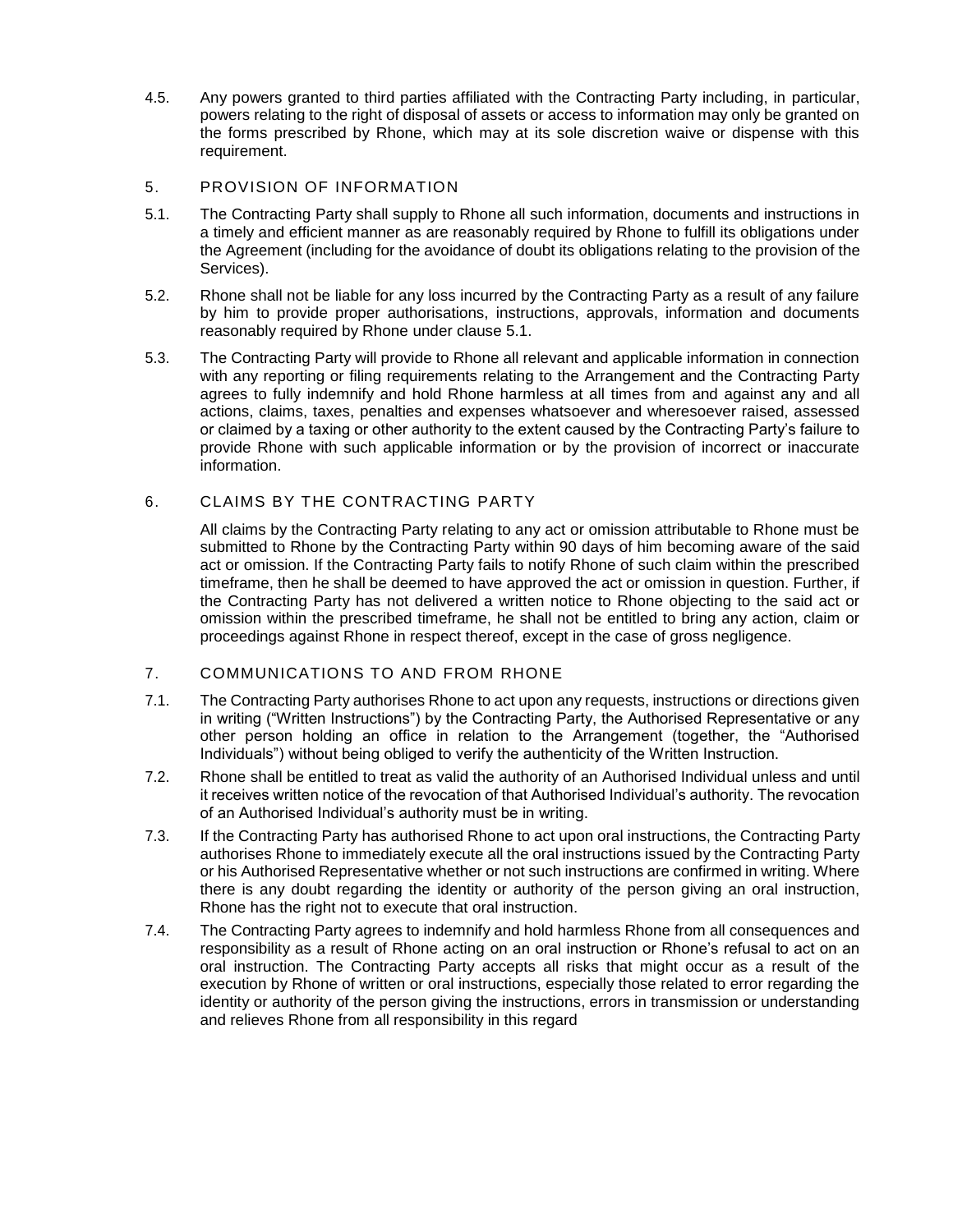4.5. Any powers granted to third parties affiliated with the Contracting Party including, in particular, powers relating to the right of disposal of assets or access to information may only be granted on the forms prescribed by Rhone, which may at its sole discretion waive or dispense with this requirement.

## 5. PROVISION OF INFORMATION

5.1. The Contracting Party shall supply to Rhone all such information, documents and instructions in a timely and efficient manner as are reasonably required by Rhone to fulfill its obligations under the Agreement (including for the avoidance of doubt its obligations relating to the provision of the Services).

5.2. Rhone shall not be liable for any loss incurred by the Contracting Party as a result of any failure by him to provide proper authorisations, instructions, approvals, information and documents reasonably required by Rhone under clause 5.1.

5.3. The Contracting Party will provide to Rhone all relevant and applicable information in connection with any reporting or filing requirements relating to the Arrangement and the Contracting Party agrees to fully indemnify and hold Rhone harmless at all times from and against any and all actions, claims, taxes, penalties and expenses whatsoever and wheresoever raised, assessed or claimed by a taxing or other authority to the extent caused by the Contracting Party's failure to provide Rhone with such applicable information or by the provision of incorrect or inaccurate information.

## 6. CLAIMS BY THE CONTRACTING PARTY

All claims by the Contracting Party relating to any act or omission attributable to Rhone must be submitted to Rhone by the Contracting Party within 90 days of him becoming aware of the said act or omission. If the Contracting Party fails to notify Rhone of such claim within the prescribed timeframe, then he shall be deemed to have approved the act or omission in question. Further, if the Contracting Party has not delivered a written notice to Rhone objecting to the said act or omission within the prescribed timeframe, he shall not be entitled to bring any action, claim or proceedings against Rhone in respect thereof, except in the case of gross negligence.

## 7. COMMUNICATIONS TO AND FROM RHONE

7.1. The Contracting Party authorises Rhone to act upon any requests, instructions or directions given in writing ("Written Instructions") by the Contracting Party, the Authorised Representative or any other person holding an office in relation to the Arrangement (together, the "Authorised Individuals") without being obliged to verify the authenticity of the Written Instruction.

7.2. Rhone shall be entitled to treat as valid the authority of an Authorised Individual unless and until it receives written notice of the revocation of that Authorised Individual's authority. The revocation of an Authorised Individual's authority must be in writing.

7.3. If the Contracting Party has authorised Rhone to act upon oral instructions, the Contracting Party authorises Rhone to immediately execute all the oral instructions issued by the Contracting Party or his Authorised Representative whether or not such instructions are confirmed in writing. Where there is any doubt regarding the identity or authority of the person giving an oral instruction, Rhone has the right not to execute that oral instruction.

7.4. The Contracting Party agrees to indemnify and hold harmless Rhone from all consequences and responsibility as a result of Rhone acting on an oral instruction or Rhone's refusal to act on an oral instruction. The Contracting Party accepts all risks that might occur as a result of the execution by Rhone of written or oral instructions, especially those related to error regarding the identity or authority of the person giving the instructions, errors in transmission or understanding and relieves Rhone from all responsibility in this regard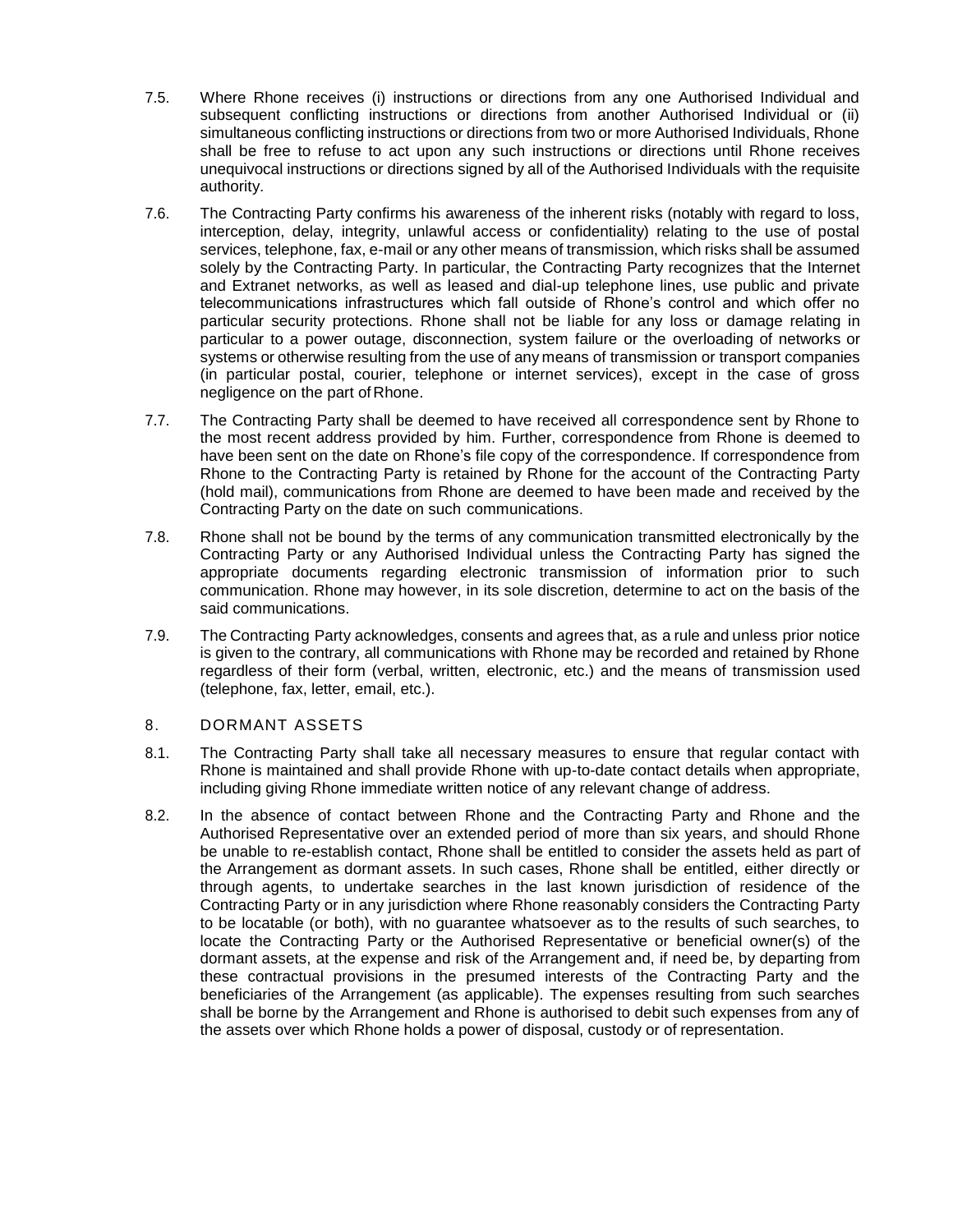7.5. Where Rhone receives (i) instructions or directions from any one Authorised Individual and subsequent conflicting instructions or directions from another Authorised Individual or (ii) simultaneous conflicting instructions or directions from two or more Authorised Individuals, Rhone shall be free to refuse to act upon any such instructions or directions until Rhone receives unequivocal instructions or directions signed by all of the Authorised Individuals with the requisite authority.

7.6. The Contracting Party confirms his awareness of the inherent risks (notably with regard to loss, interception, delay, integrity, unlawful access or confidentiality) relating to the use of postal services, telephone, fax, e-mail or any other means of transmission, which risks shall be assumed solely by the Contracting Party. In particular, the Contracting Party recognizes that the Internet and Extranet networks, as well as leased and dial-up telephone lines, use public and private telecommunications infrastructures which fall outside of Rhone's control and which offer no particular security protections. Rhone shall not be liable for any loss or damage relating in particular to a power outage, disconnection, system failure or the overloading of networks or systems or otherwise resulting from the use of any means of transmission or transport companies (in particular postal, courier, telephone or internet services), except in the case of gross negligence on the part of Rhone.

7.7. The Contracting Party shall be deemed to have received all correspondence sent by Rhone to the most recent address provided by him. Further, correspondence from Rhone is deemed to have been sent on the date on Rhone's file copy of the correspondence. If correspondence from Rhone to the Contracting Party is retained by Rhone for the account of the Contracting Party (hold mail), communications from Rhone are deemed to have been made and received by the Contracting Party on the date on such communications.

7.8. Rhone shall not be bound by the terms of any communication transmitted electronically by the Contracting Party or any Authorised Individual unless the Contracting Party has signed the appropriate documents regarding electronic transmission of information prior to such communication. Rhone may however, in its sole discretion, determine to act on the basis of the said communications.

7.9. The Contracting Party acknowledges, consents and agrees that, as a rule and unless prior notice is given to the contrary, all communications with Rhone may be recorded and retained by Rhone regardless of their form (verbal, written, electronic, etc.) and the means of transmission used (telephone, fax, letter, email, etc.).

## 8. DORMANT ASSETS

8.1. The Contracting Party shall take all necessary measures to ensure that regular contact with Rhone is maintained and shall provide Rhone with up-to-date contact details when appropriate, including giving Rhone immediate written notice of any relevant change of address.

8.2. In the absence of contact between Rhone and the Contracting Party and Rhone and the Authorised Representative over an extended period of more than six years, and should Rhone be unable to re-establish contact, Rhone shall be entitled to consider the assets held as part of the Arrangement as dormant assets. In such cases, Rhone shall be entitled, either directly or through agents, to undertake searches in the last known jurisdiction of residence of the Contracting Party or in any jurisdiction where Rhone reasonably considers the Contracting Party to be locatable (or both), with no guarantee whatsoever as to the results of such searches, to locate the Contracting Party or the Authorised Representative or beneficial owner(s) of the dormant assets, at the expense and risk of the Arrangement and, if need be, by departing from these contractual provisions in the presumed interests of the Contracting Party and the beneficiaries of the Arrangement (as applicable). The expenses resulting from such searches shall be borne by the Arrangement and Rhone is authorised to debit such expenses from any of the assets over which Rhone holds a power of disposal, custody or of representation.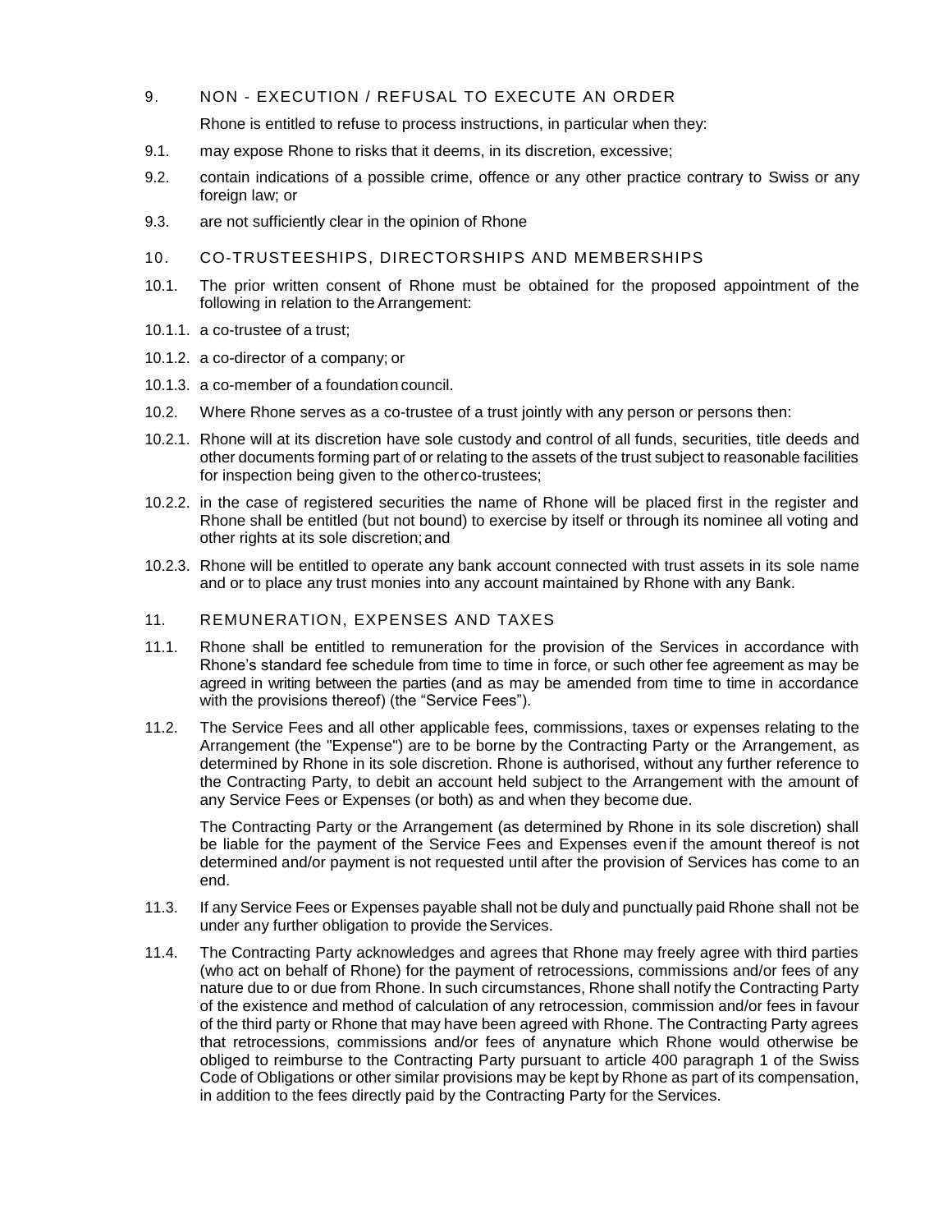## 9. NON - EXECUTION / REFUSAL TO EXECUTE AN ORDER

Rhone is entitled to refuse to process instructions, in particular when they:

9.1. may expose Rhone to risks that it deems, in its discretion, excessive;

9.2. contain indications of a possible crime, offence or any other practice contrary to Swiss or any foreign law; or

9.3. are not sufficiently clear in the opinion of Rhone

## 10. CO-TRUSTEESHIPS, DIRECTORSHIPS AND MEMBERSHIPS

10.1. The prior written consent of Rhone must be obtained for the proposed appointment of the following in relation to the Arrangement:

10.1.1. a co-trustee of a trust;

10.1.2. a co-director of a company; or

10.1.3. a co-member of a foundation council.

10.2. Where Rhone serves as a co-trustee of a trust jointly with any person or persons then:

10.2.1. Rhone will at its discretion have sole custody and control of all funds, securities, title deeds and other documents forming part of or relating to the assets of the trust subject to reasonable facilities for inspection being given to the otherco-trustees;

10.2.2. in the case of registered securities the name of Rhone will be placed first in the register and Rhone shall be entitled (but not bound) to exercise by itself or through its nominee all voting and other rights at its sole discretion; and

10.2.3. Rhone will be entitled to operate any bank account connected with trust assets in its sole name and or to place any trust monies into any account maintained by Rhone with any Bank.

## 11. REMUNERATION, EXPENSES AND TAXES

11.1. Rhone shall be entitled to remuneration for the provision of the Services in accordance with Rhone's standard fee schedule from time to time in force, or such other fee agreement as may be agreed in writing between the parties (and as may be amended from time to time in accordance with the provisions thereof) (the "Service Fees").

11.2. The Service Fees and all other applicable fees, commissions, taxes or expenses relating to the Arrangement (the "Expense") are to be borne by the Contracting Party or the Arrangement, as determined by Rhone in its sole discretion. Rhone is authorised, without any further reference to the Contracting Party, to debit an account held subject to the Arrangement with the amount of any Service Fees or Expenses (or both) as and when they become due.

The Contracting Party or the Arrangement (as determined by Rhone in its sole discretion) shall be liable for the payment of the Service Fees and Expenses even if the amount thereof is not determined and/or payment is not requested until after the provision of Services has come to an end.

11.3. If any Service Fees or Expenses payable shall not be duly and punctually paid Rhone shall not be under any further obligation to provide the Services.

11.4. The Contracting Party acknowledges and agrees that Rhone may freely agree with third parties (who act on behalf of Rhone) for the payment of retrocessions, commissions and/or fees of any nature due to or due from Rhone. In such circumstances, Rhone shall notify the Contracting Party of the existence and method of calculation of any retrocession, commission and/or fees in favour of the third party or Rhone that may have been agreed with Rhone. The Contracting Party agrees that retrocessions, commissions and/or fees of anynature which Rhone would otherwise be obliged to reimburse to the Contracting Party pursuant to article 400 paragraph 1 of the Swiss Code of Obligations or other similar provisions may be kept by Rhone as part of its compensation, in addition to the fees directly paid by the Contracting Party for the Services.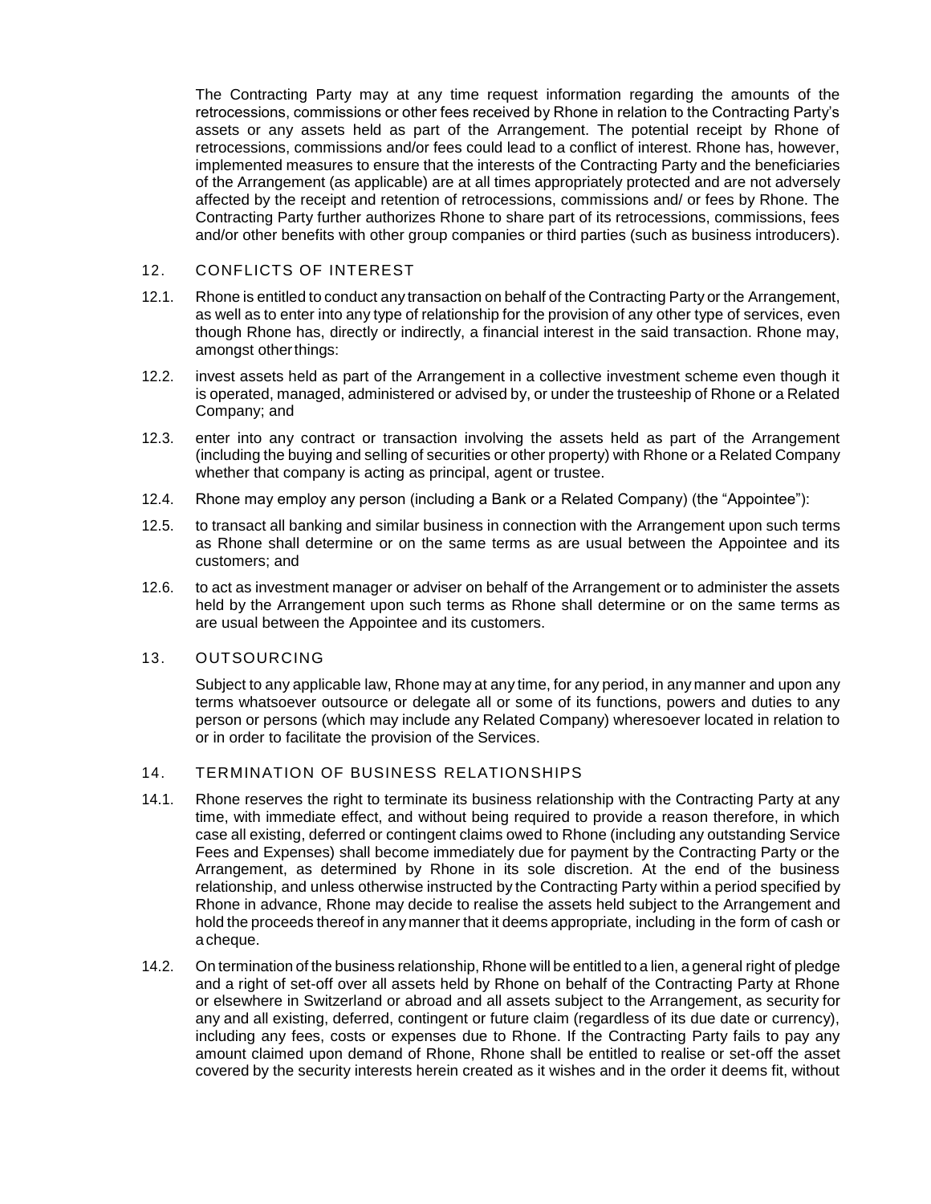The Contracting Party may at any time request information regarding the amounts of the retrocessions, commissions or other fees received by Rhone in relation to the Contracting Party's assets or any assets held as part of the Arrangement. The potential receipt by Rhone of retrocessions, commissions and/or fees could lead to a conflict of interest. Rhone has, however, implemented measures to ensure that the interests of the Contracting Party and the beneficiaries of the Arrangement (as applicable) are at all times appropriately protected and are not adversely affected by the receipt and retention of retrocessions, commissions and/ or fees by Rhone. The Contracting Party further authorizes Rhone to share part of its retrocessions, commissions, fees and/or other benefits with other group companies or third parties (such as business introducers).

## 12. CONFLICTS OF INTEREST

12.1. Rhone is entitled to conduct any transaction on behalf of the Contracting Party or the Arrangement, as well as to enter into any type of relationship for the provision of any other type of services, even though Rhone has, directly or indirectly, a financial interest in the said transaction. Rhone may, amongst other things:

12.2. invest assets held as part of the Arrangement in a collective investment scheme even though it is operated, managed, administered or advised by, or under the trusteeship of Rhone or a Related Company; and

12.3. enter into any contract or transaction involving the assets held as part of the Arrangement (including the buying and selling of securities or other property) with Rhone or a Related Company whether that company is acting as principal, agent or trustee.

12.4. Rhone may employ any person (including a Bank or a Related Company) (the "Appointee"):

12.5. to transact all banking and similar business in connection with the Arrangement upon such terms as Rhone shall determine or on the same terms as are usual between the Appointee and its customers; and

12.6. to act as investment manager or adviser on behalf of the Arrangement or to administer the assets held by the Arrangement upon such terms as Rhone shall determine or on the same terms as are usual between the Appointee and its customers.

## 13. OUTSOURCING

Subject to any applicable law, Rhone may at any time, for any period, in any manner and upon any terms whatsoever outsource or delegate all or some of its functions, powers and duties to any person or persons (which may include any Related Company) wheresoever located in relation to or in order to facilitate the provision of the Services.

## 14. TERMINATION OF BUSINESS RELATIONSHIPS

14.1. Rhone reserves the right to terminate its business relationship with the Contracting Party at any time, with immediate effect, and without being required to provide a reason therefore, in which case all existing, deferred or contingent claims owed to Rhone (including any outstanding Service Fees and Expenses) shall become immediately due for payment by the Contracting Party or the Arrangement, as determined by Rhone in its sole discretion. At the end of the business relationship, and unless otherwise instructed by the Contracting Party within a period specified by Rhone in advance, Rhone may decide to realise the assets held subject to the Arrangement and hold the proceeds thereof in any manner that it deems appropriate, including in the form of cash or a cheque.

14.2. On termination of the business relationship, Rhone will be entitled to a lien, a general right of pledge and a right of set-off over all assets held by Rhone on behalf of the Contracting Party at Rhone or elsewhere in Switzerland or abroad and all assets subject to the Arrangement, as security for any and all existing, deferred, contingent or future claim (regardless of its due date or currency), including any fees, costs or expenses due to Rhone. If the Contracting Party fails to pay any amount claimed upon demand of Rhone, Rhone shall be entitled to realise or set-off the asset covered by the security interests herein created as it wishes and in the order it deems fit, without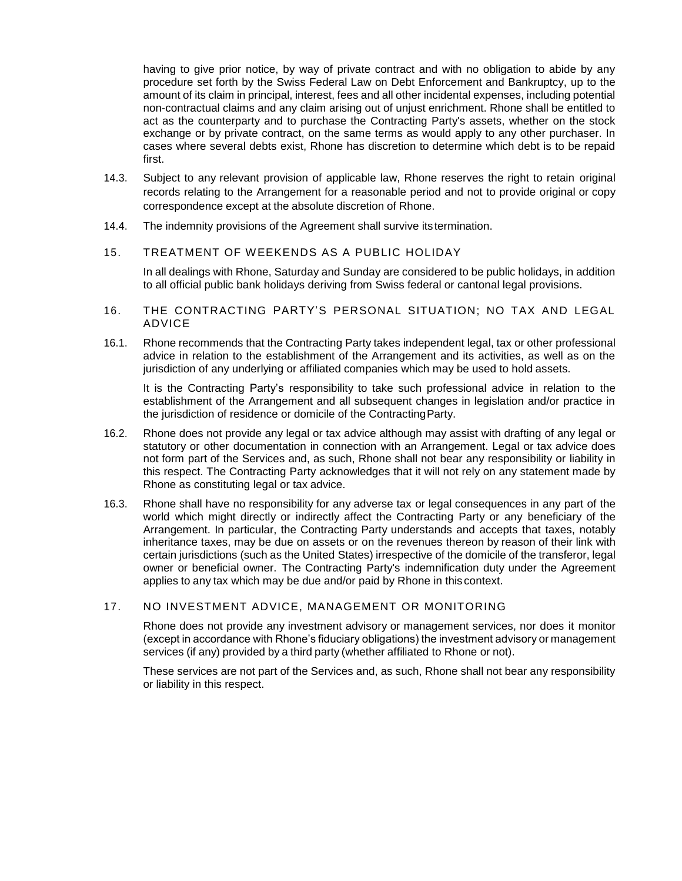having to give prior notice, by way of private contract and with no obligation to abide by any procedure set forth by the Swiss Federal Law on Debt Enforcement and Bankruptcy, up to the amount of its claim in principal, interest, fees and all other incidental expenses, including potential non-contractual claims and any claim arising out of unjust enrichment. Rhone shall be entitled to act as the counterparty and to purchase the Contracting Party's assets, whether on the stock exchange or by private contract, on the same terms as would apply to any other purchaser. In cases where several debts exist, Rhone has discretion to determine which debt is to be repaid first.

14.3. Subject to any relevant provision of applicable law, Rhone reserves the right to retain original records relating to the Arrangement for a reasonable period and not to provide original or copy correspondence except at the absolute discretion of Rhone.

14.4. The indemnity provisions of the Agreement shall survive its termination.

## 15. TREATMENT OF WEEKENDS AS A PUBLIC HOLIDAY

In all dealings with Rhone, Saturday and Sunday are considered to be public holidays, in addition to all official public bank holidays deriving from Swiss federal or cantonal legal provisions.

## 16. THE CONTRACTING PARTY'S PERSONAL SITUATION; NO TAX AND LEGAL ADVICE

16.1. Rhone recommends that the Contracting Party takes independent legal, tax or other professional advice in relation to the establishment of the Arrangement and its activities, as well as on the jurisdiction of any underlying or affiliated companies which may be used to hold assets.

It is the Contracting Party's responsibility to take such professional advice in relation to the establishment of the Arrangement and all subsequent changes in legislation and/or practice in the jurisdiction of residence or domicile of the Contracting Party.

16.2. Rhone does not provide any legal or tax advice although may assist with drafting of any legal or statutory or other documentation in connection with an Arrangement. Legal or tax advice does not form part of the Services and, as such, Rhone shall not bear any responsibility or liability in this respect. The Contracting Party acknowledges that it will not rely on any statement made by Rhone as constituting legal or tax advice.

16.3. Rhone shall have no responsibility for any adverse tax or legal consequences in any part of the world which might directly or indirectly affect the Contracting Party or any beneficiary of the Arrangement. In particular, the Contracting Party understands and accepts that taxes, notably inheritance taxes, may be due on assets or on the revenues thereon by reason of their link with certain jurisdictions (such as the United States) irrespective of the domicile of the transferor, legal owner or beneficial owner. The Contracting Party's indemnification duty under the Agreement applies to any tax which may be due and/or paid by Rhone in this context.

## 17. NO INVESTMENT ADVICE, MANAGEMENT OR MONITORING

Rhone does not provide any investment advisory or management services, nor does it monitor (except in accordance with Rhone's fiduciary obligations) the investment advisory or management services (if any) provided by a third party (whether affiliated to Rhone or not).

These services are not part of the Services and, as such, Rhone shall not bear any responsibility or liability in this respect.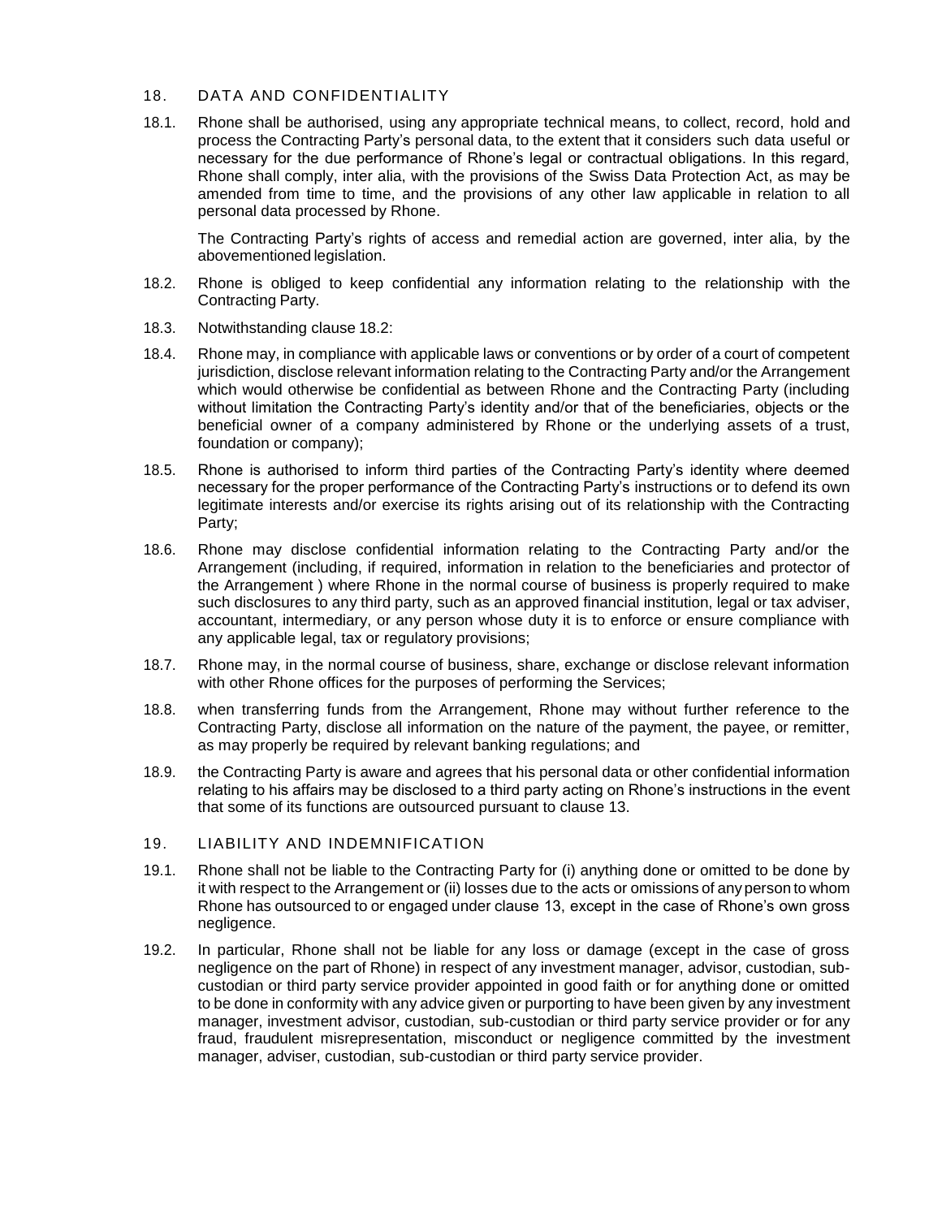## 18. DATA AND CONFIDENTIALITY

18.1. Rhone shall be authorised, using any appropriate technical means, to collect, record, hold and process the Contracting Party's personal data, to the extent that it considers such data useful or necessary for the due performance of Rhone's legal or contractual obligations. In this regard, Rhone shall comply, inter alia, with the provisions of the Swiss Data Protection Act, as may be amended from time to time, and the provisions of any other law applicable in relation to all personal data processed by Rhone.

The Contracting Party's rights of access and remedial action are governed, inter alia, by the abovementioned legislation.

18.2. Rhone is obliged to keep confidential any information relating to the relationship with the Contracting Party.

18.3. Notwithstanding clause 18.2:

18.4. Rhone may, in compliance with applicable laws or conventions or by order of a court of competent jurisdiction, disclose relevant information relating to the Contracting Party and/or the Arrangement which would otherwise be confidential as between Rhone and the Contracting Party (including without limitation the Contracting Party's identity and/or that of the beneficiaries, objects or the beneficial owner of a company administered by Rhone or the underlying assets of a trust, foundation or company);

18.5. Rhone is authorised to inform third parties of the Contracting Party's identity where deemed necessary for the proper performance of the Contracting Party's instructions or to defend its own legitimate interests and/or exercise its rights arising out of its relationship with the Contracting Party;

18.6. Rhone may disclose confidential information relating to the Contracting Party and/or the Arrangement (including, if required, information in relation to the beneficiaries and protector of the Arrangement ) where Rhone in the normal course of business is properly required to make such disclosures to any third party, such as an approved financial institution, legal or tax adviser, accountant, intermediary, or any person whose duty it is to enforce or ensure compliance with any applicable legal, tax or regulatory provisions;

18.7. Rhone may, in the normal course of business, share, exchange or disclose relevant information with other Rhone offices for the purposes of performing the Services;

18.8. when transferring funds from the Arrangement, Rhone may without further reference to the Contracting Party, disclose all information on the nature of the payment, the payee, or remitter, as may properly be required by relevant banking regulations; and

18.9. the Contracting Party is aware and agrees that his personal data or other confidential information relating to his affairs may be disclosed to a third party acting on Rhone's instructions in the event that some of its functions are outsourced pursuant to clause 13.

## 19. LIABILITY AND INDEMNIFICATION

19.1. Rhone shall not be liable to the Contracting Party for (i) anything done or omitted to be done by it with respect to the Arrangement or (ii) losses due to the acts or omissions of any person to whom Rhone has outsourced to or engaged under clause 13, except in the case of Rhone's own gross negligence.

19.2. In particular, Rhone shall not be liable for any loss or damage (except in the case of gross negligence on the part of Rhone) in respect of any investment manager, advisor, custodian, sub-custodian or third party service provider appointed in good faith or for anything done or omitted to be done in conformity with any advice given or purporting to have been given by any investment manager, investment advisor, custodian, sub-custodian or third party service provider or for any fraud, fraudulent misrepresentation, misconduct or negligence committed by the investment manager, adviser, custodian, sub-custodian or third party service provider.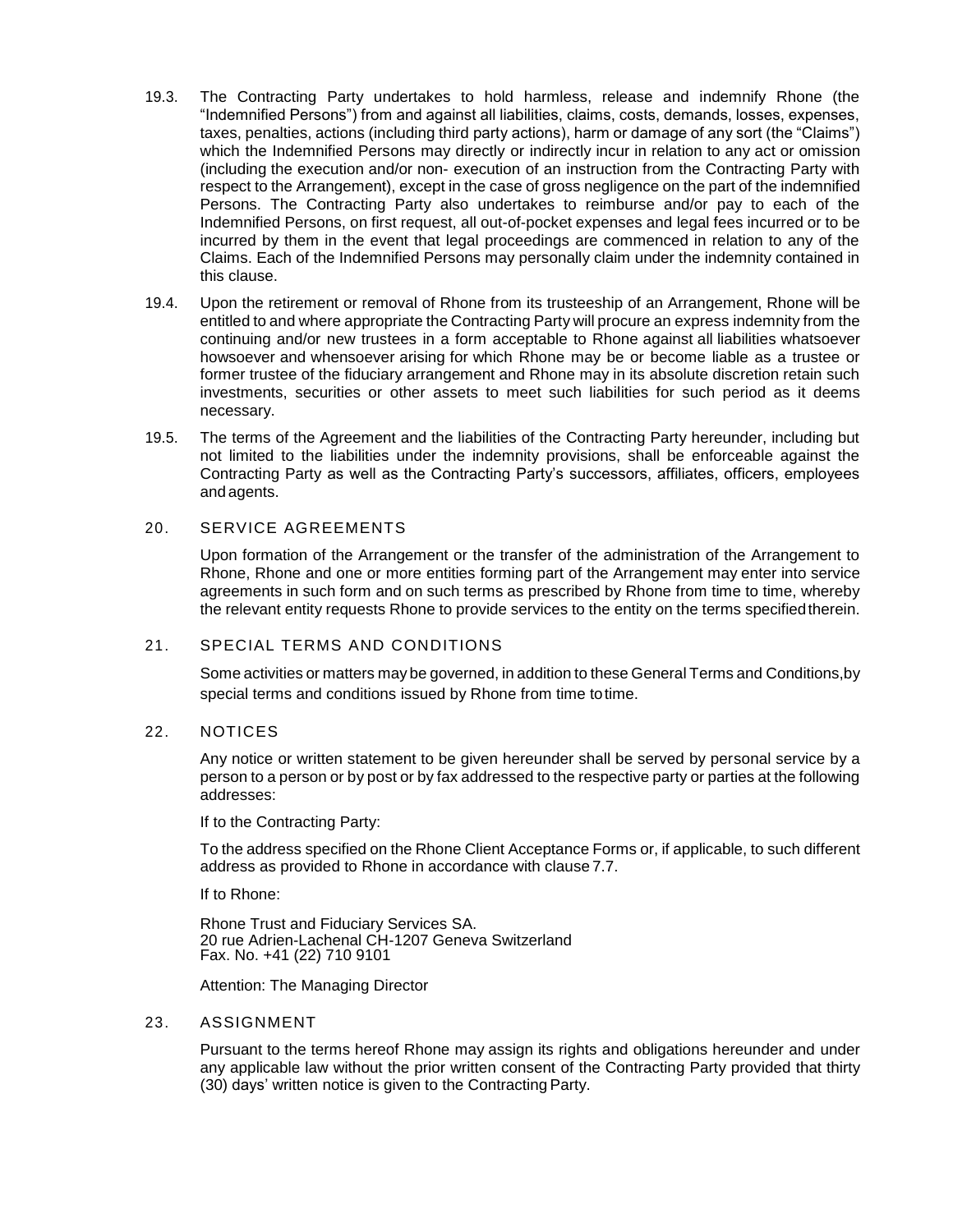19.3. The Contracting Party undertakes to hold harmless, release and indemnify Rhone (the "Indemnified Persons") from and against all liabilities, claims, costs, demands, losses, expenses, taxes, penalties, actions (including third party actions), harm or damage of any sort (the "Claims") which the Indemnified Persons may directly or indirectly incur in relation to any act or omission (including the execution and/or non- execution of an instruction from the Contracting Party with respect to the Arrangement), except in the case of gross negligence on the part of the indemnified Persons. The Contracting Party also undertakes to reimburse and/or pay to each of the Indemnified Persons, on first request, all out-of-pocket expenses and legal fees incurred or to be incurred by them in the event that legal proceedings are commenced in relation to any of the Claims. Each of the Indemnified Persons may personally claim under the indemnity contained in this clause.

19.4. Upon the retirement or removal of Rhone from its trusteeship of an Arrangement, Rhone will be entitled to and where appropriate the Contracting Party will procure an express indemnity from the continuing and/or new trustees in a form acceptable to Rhone against all liabilities whatsoever howsoever and whensoever arising for which Rhone may be or become liable as a trustee or former trustee of the fiduciary arrangement and Rhone may in its absolute discretion retain such investments, securities or other assets to meet such liabilities for such period as it deems necessary.

19.5. The terms of the Agreement and the liabilities of the Contracting Party hereunder, including but not limited to the liabilities under the indemnity provisions, shall be enforceable against the Contracting Party as well as the Contracting Party's successors, affiliates, officers, employees and agents.

## 20. SERVICE AGREEMENTS

Upon formation of the Arrangement or the transfer of the administration of the Arrangement to Rhone, Rhone and one or more entities forming part of the Arrangement may enter into service agreements in such form and on such terms as prescribed by Rhone from time to time, whereby the relevant entity requests Rhone to provide services to the entity on the terms specified therein.

## 21. SPECIAL TERMS AND CONDITIONS

Some activities or matters may be governed, in addition to these General Terms and Conditions, by special terms and conditions issued by Rhone from time to time.

## 22. NOTICES

Any notice or written statement to be given hereunder shall be served by personal service by a person to a person or by post or by fax addressed to the respective party or parties at the following addresses:

If to the Contracting Party:

To the address specified on the Rhone Client Acceptance Forms or, if applicable, to such different address as provided to Rhone in accordance with clause 7.7.

If to Rhone:

Rhone Trust and Fiduciary Services SA.
20 rue Adrien-Lachenal CH-1207 Geneva Switzerland
Fax. No. +41 (22) 710 9101

Attention: The Managing Director

## 23. ASSIGNMENT

Pursuant to the terms hereof Rhone may assign its rights and obligations hereunder and under any applicable law without the prior written consent of the Contracting Party provided that thirty (30) days' written notice is given to the Contracting Party.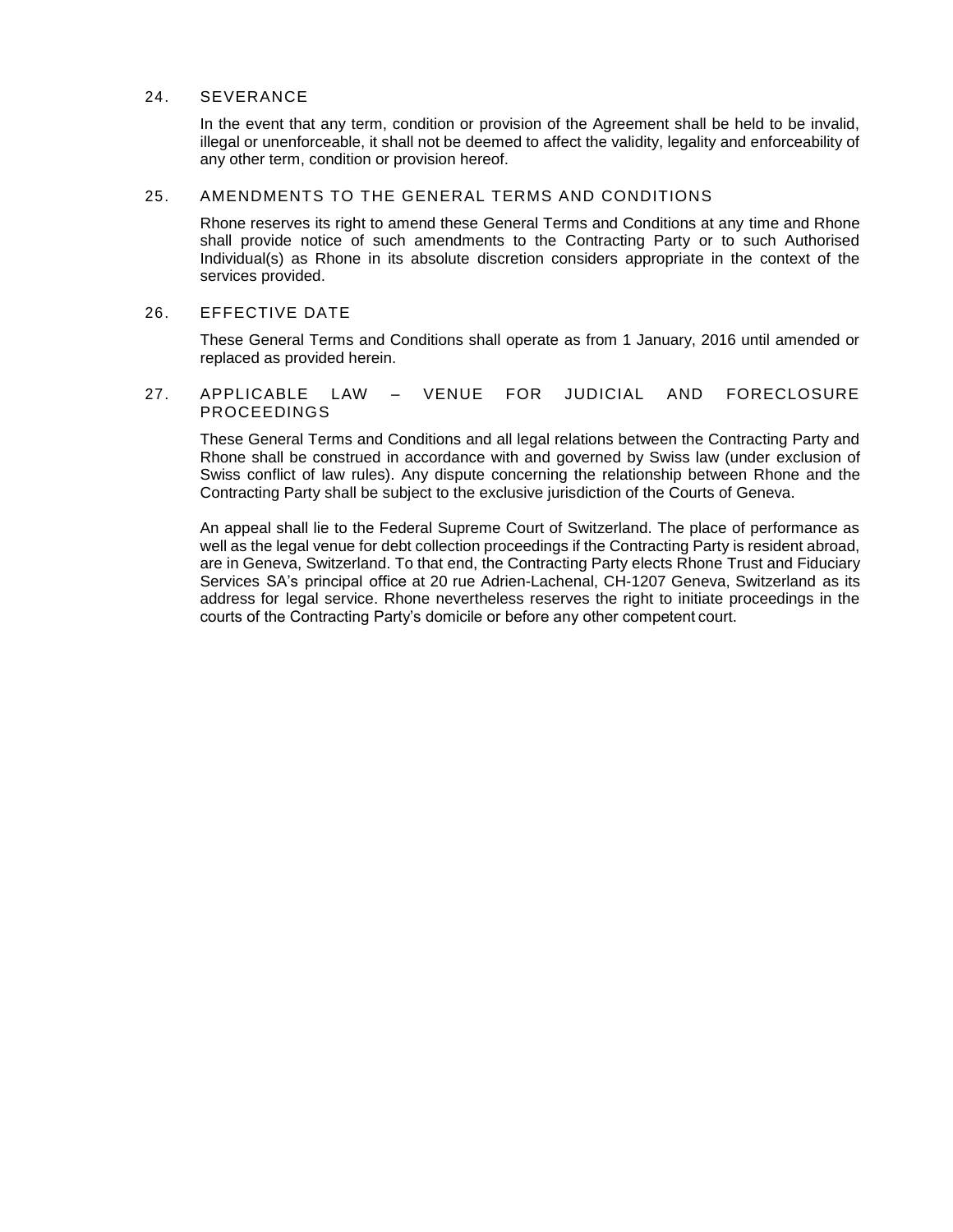## 24. SEVERANCE

In the event that any term, condition or provision of the Agreement shall be held to be invalid, illegal or unenforceable, it shall not be deemed to affect the validity, legality and enforceability of any other term, condition or provision hereof.

## 25. AMENDMENTS TO THE GENERAL TERMS AND CONDITIONS

Rhone reserves its right to amend these General Terms and Conditions at any time and Rhone shall provide notice of such amendments to the Contracting Party or to such Authorised Individual(s) as Rhone in its absolute discretion considers appropriate in the context of the services provided.

## 26. EFFECTIVE DATE

These General Terms and Conditions shall operate as from 1 January, 2016 until amended or replaced as provided herein.

## 27. APPLICABLE LAW – VENUE FOR JUDICIAL AND FORECLOSURE PROCEEDINGS

These General Terms and Conditions and all legal relations between the Contracting Party and Rhone shall be construed in accordance with and governed by Swiss law (under exclusion of Swiss conflict of law rules). Any dispute concerning the relationship between Rhone and the Contracting Party shall be subject to the exclusive jurisdiction of the Courts of Geneva.

An appeal shall lie to the Federal Supreme Court of Switzerland. The place of performance as well as the legal venue for debt collection proceedings if the Contracting Party is resident abroad, are in Geneva, Switzerland. To that end, the Contracting Party elects Rhone Trust and Fiduciary Services SA's principal office at 20 rue Adrien-Lachenal, CH-1207 Geneva, Switzerland as its address for legal service. Rhone nevertheless reserves the right to initiate proceedings in the courts of the Contracting Party's domicile or before any other competent court.